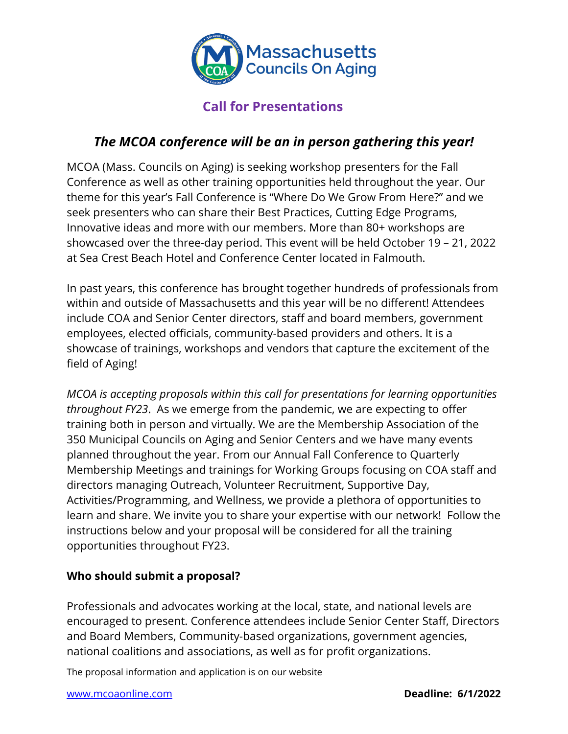Massachusetts Councils On Aging

## Call for Presentations

### *The MCOA conference will be an in person gathering this year!*

MCOA (Mass. Councils on Aging) is seeking workshop presenters for the Fall Conference as well as other training opportunities held throughout the year. Our theme for this year's Fall Conference is "Where Do We Grow From Here?" and we seek presenters who can share their Best Practices, Cutting Edge Programs, Innovative ideas and more with our members. More than 80+ workshops are showcased over the three-day period. This event will be held October 19 – 21, 2022 at Sea Crest Beach Hotel and Conference Center located in Falmouth.

In past years, this conference has brought together hundreds of professionals from within and outside of Massachusetts and this year will be no different! Attendees include COA and Senior Center directors, staff and board members, government employees, elected officials, community-based providers and others. It is a showcase of trainings, workshops and vendors that capture the excitement of the field of Aging!

*MCOA is accepting proposals within this call for presentations for learning opportunities throughout FY23*. As we emerge from the pandemic, we are expecting to offer training both in person and virtually. We are the Membership Association of the 350 Municipal Councils on Aging and Senior Centers and we have many events planned throughout the year. From our Annual Fall Conference to Quarterly Membership Meetings and trainings for Working Groups focusing on COA staff and directors managing Outreach, Volunteer Recruitment, Supportive Day, Activities/Programming, and Wellness, we provide a plethora of opportunities to learn and share. We invite you to share your expertise with our network! Follow the instructions below and your proposal will be considered for all the training opportunities throughout FY23.

**Who should submit a proposal?**

Professionals and advocates working at the local, state, and national levels are encouraged to present. Conference attendees include Senior Center Staff, Directors and Board Members, Community-based organizations, government agencies, national coalitions and associations, as well as for profit organizations.

The proposal information and application is on our website

www.mcoaonline.com **Deadline: 6/1/2022**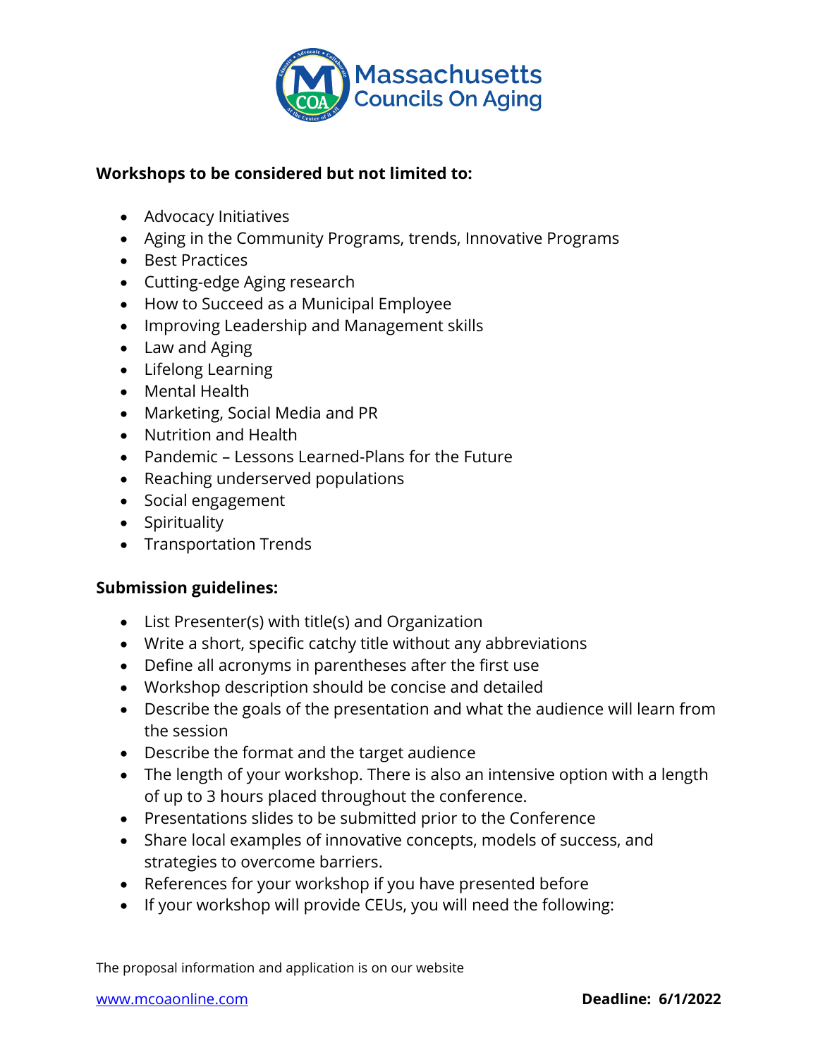**Workshops to be considered but not limited to:**

- Advocacy Initiatives
- Aging in the Community Programs, trends, Innovative Programs
- Best Practices
- Cutting-edge Aging research
- How to Succeed as a Municipal Employee
- Improving Leadership and Management skills
- Law and Aging
- Lifelong Learning
- Mental Health
- Marketing, Social Media and PR
- Nutrition and Health
- Pandemic – Lessons Learned-Plans for the Future
- Reaching underserved populations
- Social engagement
- Spirituality
- Transportation Trends

**Submission guidelines:**

- List Presenter(s) with title(s) and Organization
- Write a short, specific catchy title without any abbreviations
- Define all acronyms in parentheses after the first use
- Workshop description should be concise and detailed
- Describe the goals of the presentation and what the audience will learn from the session
- Describe the format and the target audience
- The length of your workshop. There is also an intensive option with a length of up to 3 hours placed throughout the conference.
- Presentations slides to be submitted prior to the Conference
- Share local examples of innovative concepts, models of success, and strategies to overcome barriers.
- References for your workshop if you have presented before
- If your workshop will provide CEUs, you will need the following:

The proposal information and application is on our website

www.mcoaonline.com **Deadline: 6/1/2022**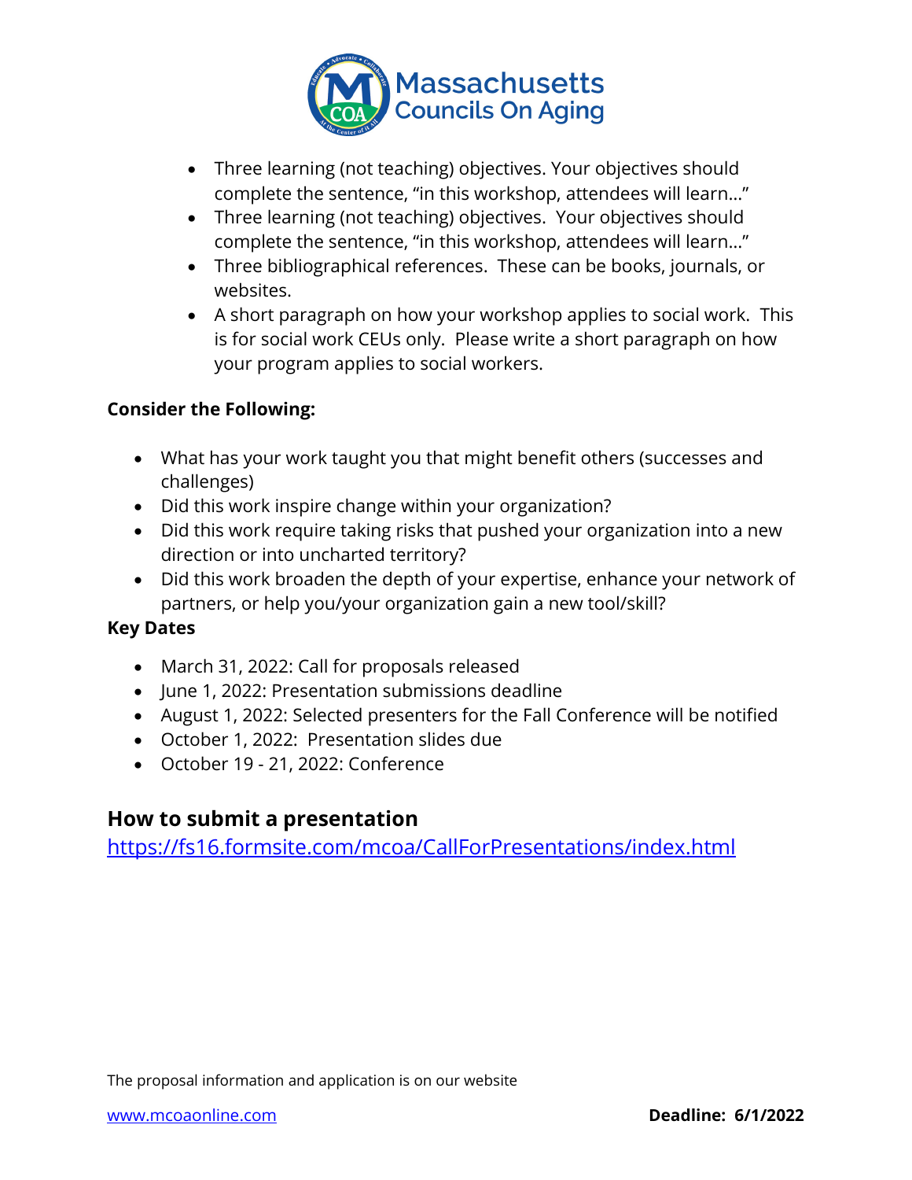- Three learning (not teaching) objectives. Your objectives should complete the sentence, "in this workshop, attendees will learn…"
- Three learning (not teaching) objectives. Your objectives should complete the sentence, "in this workshop, attendees will learn…"
- Three bibliographical references. These can be books, journals, or websites.
- A short paragraph on how your workshop applies to social work. This is for social work CEUs only. Please write a short paragraph on how your program applies to social workers.

**Consider the Following:**

- What has your work taught you that might benefit others (successes and challenges)
- Did this work inspire change within your organization?
- Did this work require taking risks that pushed your organization into a new direction or into uncharted territory?
- Did this work broaden the depth of your expertise, enhance your network of partners, or help you/your organization gain a new tool/skill?

**Key Dates**

- March 31, 2022: Call for proposals released
- June 1, 2022: Presentation submissions deadline
- August 1, 2022: Selected presenters for the Fall Conference will be notified
- October 1, 2022: Presentation slides due
- October 19 - 21, 2022: Conference

## How to submit a presentation

https://fs16.formsite.com/mcoa/CallForPresentations/index.html

The proposal information and application is on our website

www.mcoaonline.com **Deadline: 6/1/2022**